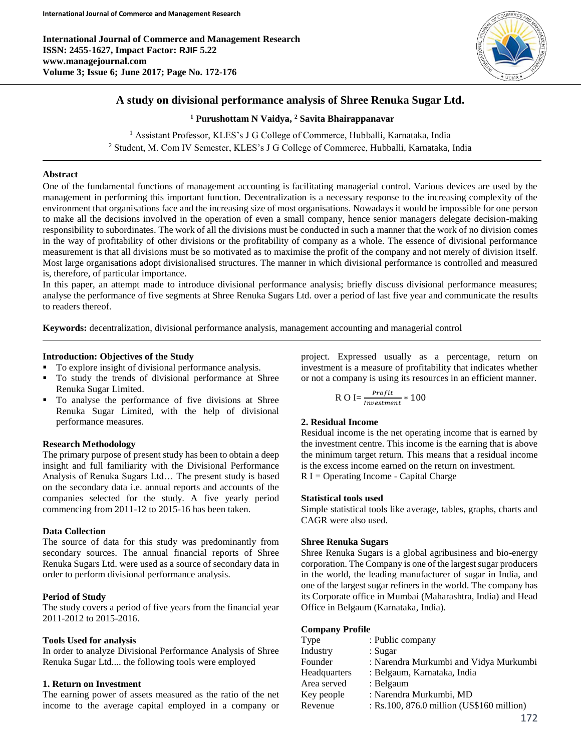# A study on divisional performance analysis of Shree Renuka Sugar Ltd.

**[1] Purushottam N Vaidya, [2] Savita Bhairappanavar**

[1] Assistant Professor, KLES's J G College of Commerce, Hubballi, Karnataka, India
[2] Student, M. Com IV Semester, KLES's J G College of Commerce, Hubballi, Karnataka, India

## Abstract

One of the fundamental functions of management accounting is facilitating managerial control. Various devices are used by the management in performing this important function. Decentralization is a necessary response to the increasing complexity of the environment that organisations face and the increasing size of most organisations. Nowadays it would be impossible for one person to make all the decisions involved in the operation of even a small company, hence senior managers delegate decision-making responsibility to subordinates. The work of all the divisions must be conducted in such a manner that the work of no division comes in the way of profitability of other divisions or the profitability of company as a whole. The essence of divisional performance measurement is that all divisions must be so motivated as to maximise the profit of the company and not merely of division itself. Most large organisations adopt divisionalised structures. The manner in which divisional performance is controlled and measured is, therefore, of particular importance.

In this paper, an attempt made to introduce divisional performance analysis; briefly discuss divisional performance measures; analyse the performance of five segments at Shree Renuka Sugars Ltd. over a period of last five year and communicate the results to readers thereof.

**Keywords:** decentralization, divisional performance analysis, management accounting and managerial control

### Introduction: Objectives of the Study

- To explore insight of divisional performance analysis.
- To study the trends of divisional performance at Shree Renuka Sugar Limited.
- To analyse the performance of five divisions at Shree Renuka Sugar Limited, with the help of divisional performance measures.

### Research Methodology

The primary purpose of present study has been to obtain a deep insight and full familiarity with the Divisional Performance Analysis of Renuka Sugars Ltd… The present study is based on the secondary data i.e. annual reports and accounts of the companies selected for the study. A five yearly period commencing from 2011-12 to 2015-16 has been taken.

### Data Collection

The source of data for this study was predominantly from secondary sources. The annual financial reports of Shree Renuka Sugars Ltd. were used as a source of secondary data in order to perform divisional performance analysis.

### Period of Study

The study covers a period of five years from the financial year 2011-2012 to 2015-2016.

### Tools Used for analysis

In order to analyze Divisional Performance Analysis of Shree Renuka Sugar Ltd.... the following tools were employed

### 1. Return on Investment

The earning power of assets measured as the ratio of the net income to the average capital employed in a company or project. Expressed usually as a percentage, return on investment is a measure of profitability that indicates whether or not a company is using its resources in an efficient manner.

$$ROI = \frac{Profit}{Investment} * 100$$

### 2. Residual Income

Residual income is the net operating income that is earned by the investment centre. This income is the earning that is above the minimum target return. This means that a residual income is the excess income earned on the return on investment.

R I = Operating Income - Capital Charge

### Statistical tools used

Simple statistical tools like average, tables, graphs, charts and CAGR were also used.

### Shree Renuka Sugars

Shree Renuka Sugars is a global agribusiness and bio-energy corporation. The Company is one of the largest sugar producers in the world, the leading manufacturer of sugar in India, and one of the largest sugar refiners in the world. The company has its Corporate office in Mumbai (Maharashtra, India) and Head Office in Belgaum (Karnataka, India).

### Company Profile

| | |
|---|---|
| Type | : Public company |
| Industry | : Sugar |
| Founder | : Narendra Murkumbi and Vidya Murkumbi |
| Headquarters | : Belgaum, Karnataka, India |
| Area served | : Belgaum |
| Key people | : Narendra Murkumbi, MD |
| Revenue | : Rs.100, 876.0 million (US$160 million) |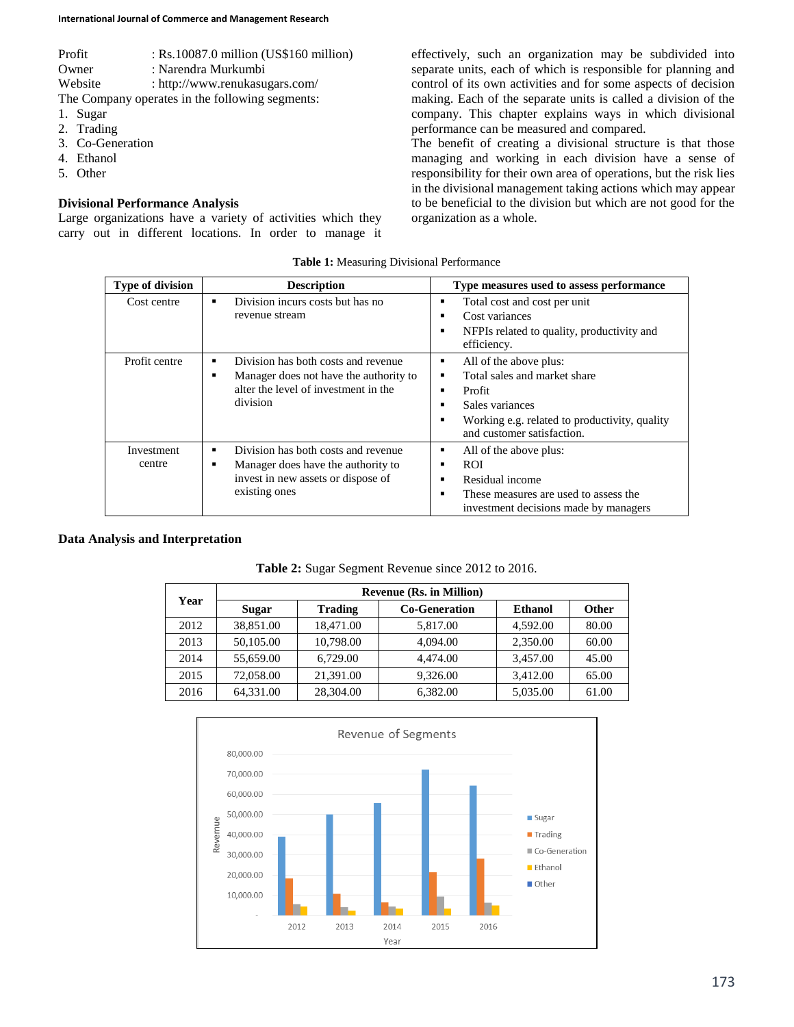Profit : Rs.10087.0 million (US$160 million)
Owner : Narendra Murkumbi
Website : http://www.renukasugars.com/

The Company operates in the following segments:

1. Sugar
2. Trading
3. Co-Generation
4. Ethanol
5. Other

### Divisional Performance Analysis

Large organizations have a variety of activities which they carry out in different locations. In order to manage it effectively, such an organization may be subdivided into separate units, each of which is responsible for planning and control of its own activities and for some aspects of decision making. Each of the separate units is called a division of the company. This chapter explains ways in which divisional performance can be measured and compared.

The benefit of creating a divisional structure is that those managing and working in each division have a sense of responsibility for their own area of operations, but the risk lies in the divisional management taking actions which may appear to be beneficial to the division but which are not good for the organization as a whole.

**Table 1:** Measuring Divisional Performance

| Type of division | Description | Type measures used to assess performance |
|---|---|---|
| Cost centre | ▪ Division incurs costs but has no revenue stream | ▪ Total cost and cost per unit<br>▪ Cost variances<br>▪ NFPIs related to quality, productivity and efficiency. |
| Profit centre | ▪ Division has both costs and revenue<br>▪ Manager does not have the authority to alter the level of investment in the division | ▪ All of the above plus:<br>▪ Total sales and market share<br>▪ Profit<br>▪ Sales variances<br>▪ Working e.g. related to productivity, quality and customer satisfaction. |
| Investment centre | ▪ Division has both costs and revenue<br>▪ Manager does have the authority to invest in new assets or dispose of existing ones | ▪ All of the above plus:<br>▪ ROI<br>▪ Residual income<br>▪ These measures are used to assess the investment decisions made by managers |

### Data Analysis and Interpretation

**Table 2:** Sugar Segment Revenue since 2012 to 2016.

| Year | Revenue (Rs. in Million) | | | | |
|---|---|---|---|---|---|
| | Sugar | Trading | Co-Generation | Ethanol | Other |
| 2012 | 38,851.00 | 18,471.00 | 5,817.00 | 4,592.00 | 80.00 |
| 2013 | 50,105.00 | 10,798.00 | 4,094.00 | 2,350.00 | 60.00 |
| 2014 | 55,659.00 | 6,729.00 | 4,474.00 | 3,457.00 | 45.00 |
| 2015 | 72,058.00 | 21,391.00 | 9,326.00 | 3,412.00 | 65.00 |
| 2016 | 64,331.00 | 28,304.00 | 6,382.00 | 5,035.00 | 61.00 |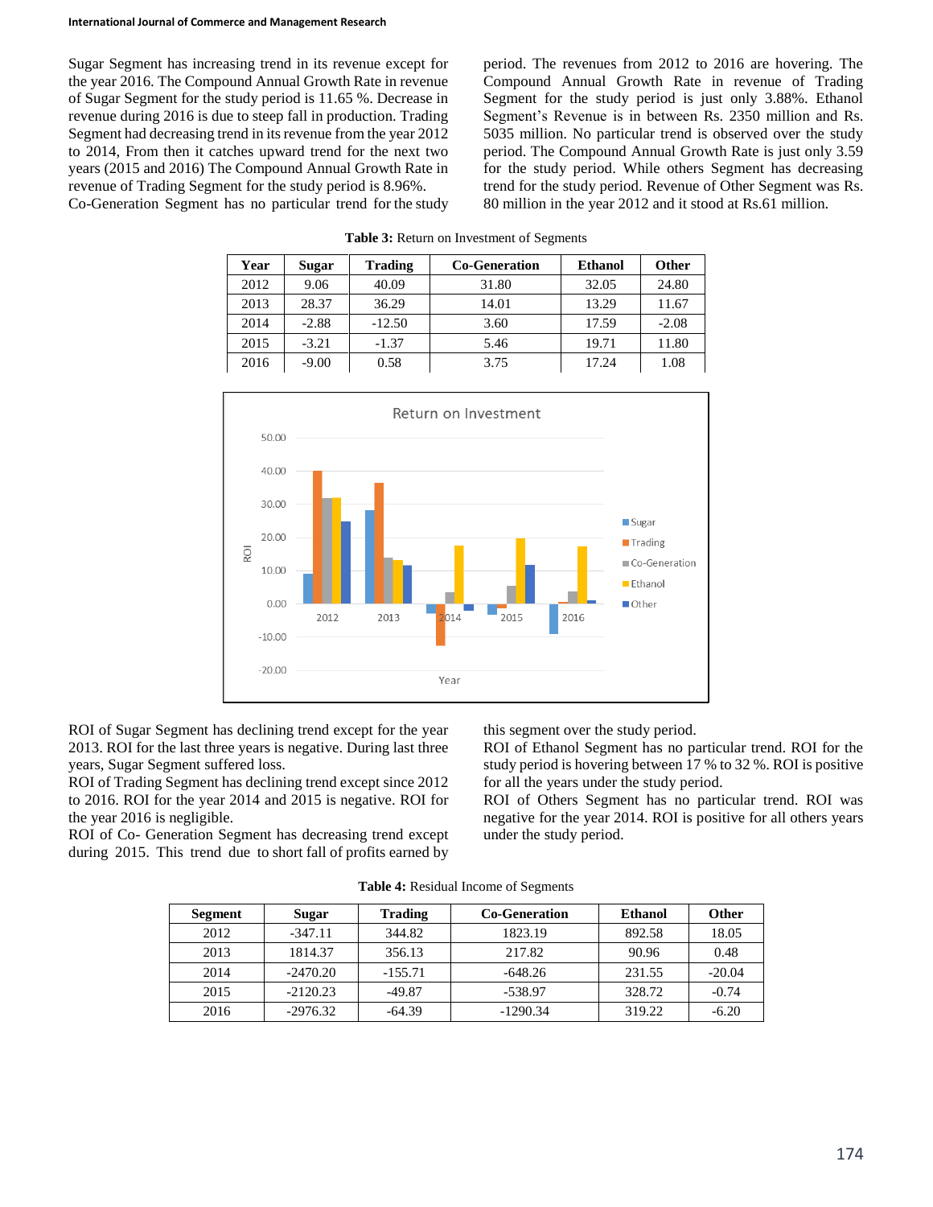Sugar Segment has increasing trend in its revenue except for the year 2016. The Compound Annual Growth Rate in revenue of Sugar Segment for the study period is 11.65 %. Decrease in revenue during 2016 is due to steep fall in production. Trading Segment had decreasing trend in its revenue from the year 2012 to 2014, From then it catches upward trend for the next two years (2015 and 2016) The Compound Annual Growth Rate in revenue of Trading Segment for the study period is 8.96%.

Co-Generation Segment has no particular trend for the study period. The revenues from 2012 to 2016 are hovering. The Compound Annual Growth Rate in revenue of Trading Segment for the study period is just only 3.88%. Ethanol Segment's Revenue is in between Rs. 2350 million and Rs. 5035 million. No particular trend is observed over the study period. The Compound Annual Growth Rate is just only 3.59 for the study period. While others Segment has decreasing trend for the study period. Revenue of Other Segment was Rs. 80 million in the year 2012 and it stood at Rs.61 million.

**Table 3:** Return on Investment of Segments

| Year | Sugar | Trading | Co-Generation | Ethanol | Other |
|---|---|---|---|---|---|
| 2012 | 9.06 | 40.09 | 31.80 | 32.05 | 24.80 |
| 2013 | 28.37 | 36.29 | 14.01 | 13.29 | 11.67 |
| 2014 | -2.88 | -12.50 | 3.60 | 17.59 | -2.08 |
| 2015 | -3.21 | -1.37 | 5.46 | 19.71 | 11.80 |
| 2016 | -9.00 | 0.58 | 3.75 | 17.24 | 1.08 |

ROI of Sugar Segment has declining trend except for the year 2013. ROI for the last three years is negative. During last three years, Sugar Segment suffered loss.

ROI of Trading Segment has declining trend except since 2012 to 2016. ROI for the year 2014 and 2015 is negative. ROI for the year 2016 is negligible.

ROI of Co- Generation Segment has decreasing trend except during 2015. This trend due to short fall of profits earned by this segment over the study period.

ROI of Ethanol Segment has no particular trend. ROI for the study period is hovering between 17 % to 32 %. ROI is positive for all the years under the study period.

ROI of Others Segment has no particular trend. ROI was negative for the year 2014. ROI is positive for all others years under the study period.

**Table 4:** Residual Income of Segments

| Segment | Sugar | Trading | Co-Generation | Ethanol | Other |
|---|---|---|---|---|---|
| 2012 | -347.11 | 344.82 | 1823.19 | 892.58 | 18.05 |
| 2013 | 1814.37 | 356.13 | 217.82 | 90.96 | 0.48 |
| 2014 | -2470.20 | -155.71 | -648.26 | 231.55 | -20.04 |
| 2015 | -2120.23 | -49.87 | -538.97 | 328.72 | -0.74 |
| 2016 | -2976.32 | -64.39 | -1290.34 | 319.22 | -6.20 |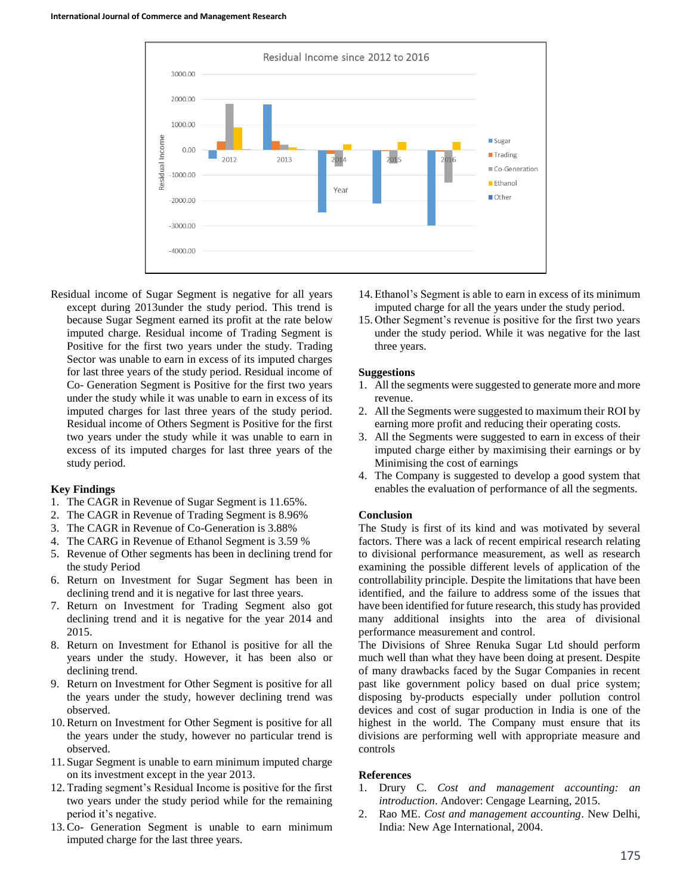Residual income of Sugar Segment is negative for all years except during 2013under the study period. This trend is because Sugar Segment earned its profit at the rate below imputed charge. Residual income of Trading Segment is Positive for the first two years under the study. Trading Sector was unable to earn in excess of its imputed charges for last three years of the study period. Residual income of Co- Generation Segment is Positive for the first two years under the study while it was unable to earn in excess of its imputed charges for last three years of the study period. Residual income of Others Segment is Positive for the first two years under the study while it was unable to earn in excess of its imputed charges for last three years of the study period.

## Key Findings

1. The CAGR in Revenue of Sugar Segment is 11.65%.
2. The CAGR in Revenue of Trading Segment is 8.96%
3. The CAGR in Revenue of Co-Generation is 3.88%
4. The CARG in Revenue of Ethanol Segment is 3.59 %
5. Revenue of Other segments has been in declining trend for the study Period
6. Return on Investment for Sugar Segment has been in declining trend and it is negative for last three years.
7. Return on Investment for Trading Segment also got declining trend and it is negative for the year 2014 and 2015.
8. Return on Investment for Ethanol is positive for all the years under the study. However, it has been also or declining trend.
9. Return on Investment for Other Segment is positive for all the years under the study, however declining trend was observed.
10. Return on Investment for Other Segment is positive for all the years under the study, however no particular trend is observed.
11. Sugar Segment is unable to earn minimum imputed charge on its investment except in the year 2013.
12. Trading segment's Residual Income is positive for the first two years under the study period while for the remaining period it's negative.
13. Co- Generation Segment is unable to earn minimum imputed charge for the last three years.
14. Ethanol's Segment is able to earn in excess of its minimum imputed charge for all the years under the study period.
15. Other Segment's revenue is positive for the first two years under the study period. While it was negative for the last three years.

## Suggestions

1. All the segments were suggested to generate more and more revenue.
2. All the Segments were suggested to maximum their ROI by earning more profit and reducing their operating costs.
3. All the Segments were suggested to earn in excess of their imputed charge either by maximising their earnings or by Minimising the cost of earnings
4. The Company is suggested to develop a good system that enables the evaluation of performance of all the segments.

## Conclusion

The Study is first of its kind and was motivated by several factors. There was a lack of recent empirical research relating to divisional performance measurement, as well as research examining the possible different levels of application of the controllability principle. Despite the limitations that have been identified, and the failure to address some of the issues that have been identified for future research, this study has provided many additional insights into the area of divisional performance measurement and control.

The Divisions of Shree Renuka Sugar Ltd should perform much well than what they have been doing at present. Despite of many drawbacks faced by the Sugar Companies in recent past like government policy based on dual price system; disposing by-products especially under pollution control devices and cost of sugar production in India is one of the highest in the world. The Company must ensure that its divisions are performing well with appropriate measure and controls

## References

1. Drury C. *Cost and management accounting: an introduction*. Andover: Cengage Learning, 2015.
2. Rao ME. *Cost and management accounting*. New Delhi, India: New Age International, 2004.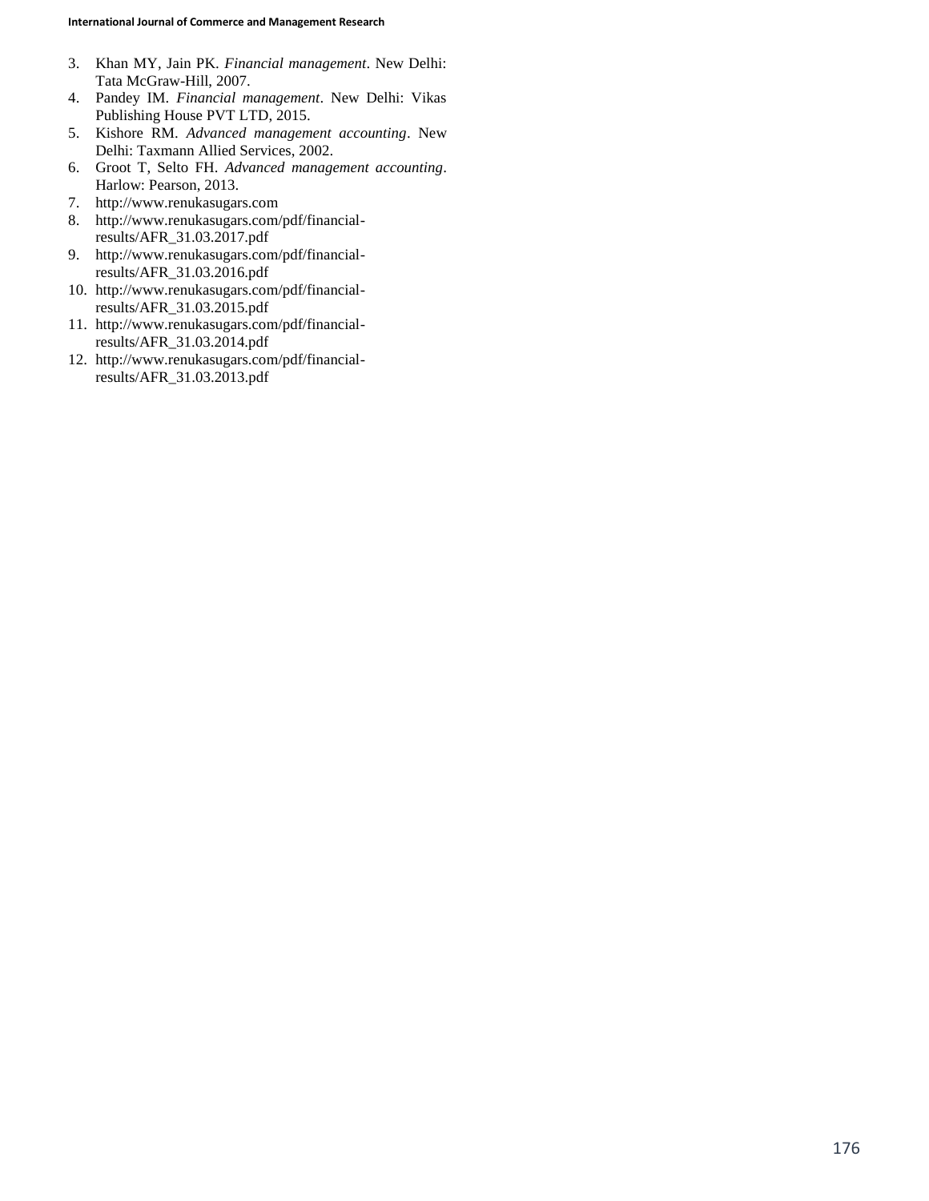3. Khan MY, Jain PK. *Financial management*. New Delhi: Tata McGraw-Hill, 2007.
4. Pandey IM. *Financial management*. New Delhi: Vikas Publishing House PVT LTD, 2015.
5. Kishore RM. *Advanced management accounting*. New Delhi: Taxmann Allied Services, 2002.
6. Groot T, Selto FH. *Advanced management accounting*. Harlow: Pearson, 2013.
7. http://www.renukasugars.com
8. http://www.renukasugars.com/pdf/financial-results/AFR_31.03.2017.pdf
9. http://www.renukasugars.com/pdf/financial-results/AFR_31.03.2016.pdf
10. http://www.renukasugars.com/pdf/financial-results/AFR_31.03.2015.pdf
11. http://www.renukasugars.com/pdf/financial-results/AFR_31.03.2014.pdf
12. http://www.renukasugars.com/pdf/financial-results/AFR_31.03.2013.pdf